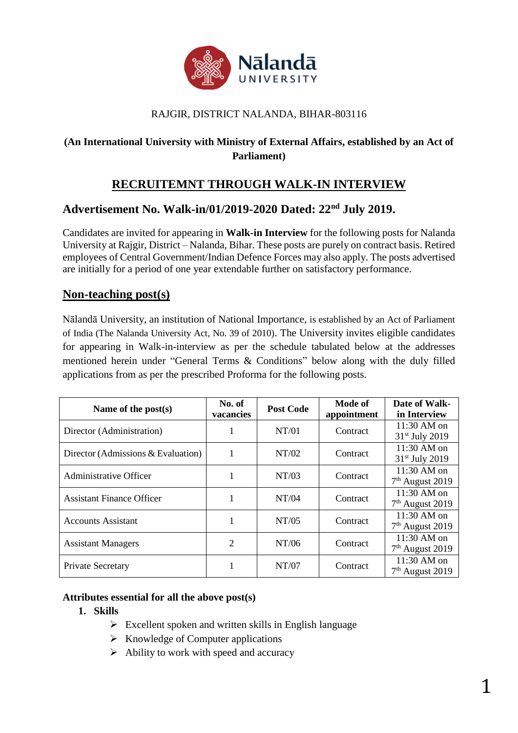Nālandā UNIVERSITY

RAJGIR, DISTRICT NALANDA, BIHAR-803116

**(An International University with Ministry of External Affairs, established by an Act of Parliament)**

## RECRUITEMNT THROUGH WALK-IN INTERVIEW

### Advertisement No. Walk-in/01/2019-2020 Dated: 22nd July 2019.

Candidates are invited for appearing in **Walk-in Interview** for the following posts for Nalanda University at Rajgir, District – Nalanda, Bihar. These posts are purely on contract basis. Retired employees of Central Government/Indian Defence Forces may also apply. The posts advertised are initially for a period of one year extendable further on satisfactory performance.

## Non-teaching post(s)

Nālandā University, an institution of National Importance, is established by an Act of Parliament of India (The Nalanda University Act, No. 39 of 2010). The University invites eligible candidates for appearing in Walk-in-interview as per the schedule tabulated below at the addresses mentioned herein under "General Terms & Conditions" below along with the duly filled applications from as per the prescribed Proforma for the following posts.

| Name of the post(s) | No. of vacancies | Post Code | Mode of appointment | Date of Walk-in Interview |
|---|---|---|---|---|
| Director (Administration) | 1 | NT/01 | Contract | 11:30 AM on 31st July 2019 |
| Director (Admissions & Evaluation) | 1 | NT/02 | Contract | 11:30 AM on 31st July 2019 |
| Administrative Officer | 1 | NT/03 | Contract | 11:30 AM on 7th August 2019 |
| Assistant Finance Officer | 1 | NT/04 | Contract | 11:30 AM on 7th August 2019 |
| Accounts Assistant | 1 | NT/05 | Contract | 11:30 AM on 7th August 2019 |
| Assistant Managers | 2 | NT/06 | Contract | 11:30 AM on 7th August 2019 |
| Private Secretary | 1 | NT/07 | Contract | 11:30 AM on 7th August 2019 |

**Attributes essential for all the above post(s)**

1. **Skills**
   - Excellent spoken and written skills in English language
   - Knowledge of Computer applications
   - Ability to work with speed and accuracy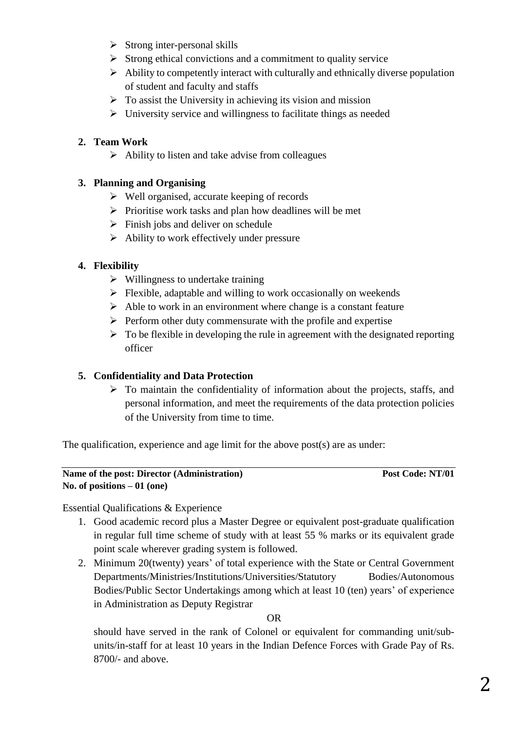- Strong inter-personal skills
- Strong ethical convictions and a commitment to quality service
- Ability to competently interact with culturally and ethnically diverse population of student and faculty and staffs
- To assist the University in achieving its vision and mission
- University service and willingness to facilitate things as needed

2. **Team Work**
   - Ability to listen and take advise from colleagues

3. **Planning and Organising**
   - Well organised, accurate keeping of records
   - Prioritise work tasks and plan how deadlines will be met
   - Finish jobs and deliver on schedule
   - Ability to work effectively under pressure

4. **Flexibility**
   - Willingness to undertake training
   - Flexible, adaptable and willing to work occasionally on weekends
   - Able to work in an environment where change is a constant feature
   - Perform other duty commensurate with the profile and expertise
   - To be flexible in developing the rule in agreement with the designated reporting officer

5. **Confidentiality and Data Protection**
   - To maintain the confidentiality of information about the projects, staffs, and personal information, and meet the requirements of the data protection policies of the University from time to time.

The qualification, experience and age limit for the above post(s) are as under:

---

**Name of the post: Director (Administration)** **Post Code: NT/01**
**No. of positions – 01 (one)**

Essential Qualifications & Experience

1. Good academic record plus a Master Degree or equivalent post-graduate qualification in regular full time scheme of study with at least 55 % marks or its equivalent grade point scale wherever grading system is followed.
2. Minimum 20(twenty) years' of total experience with the State or Central Government Departments/Ministries/Institutions/Universities/Statutory Bodies/Autonomous Bodies/Public Sector Undertakings among which at least 10 (ten) years' of experience in Administration as Deputy Registrar

   OR

   should have served in the rank of Colonel or equivalent for commanding unit/sub-units/in-staff for at least 10 years in the Indian Defence Forces with Grade Pay of Rs. 8700/- and above.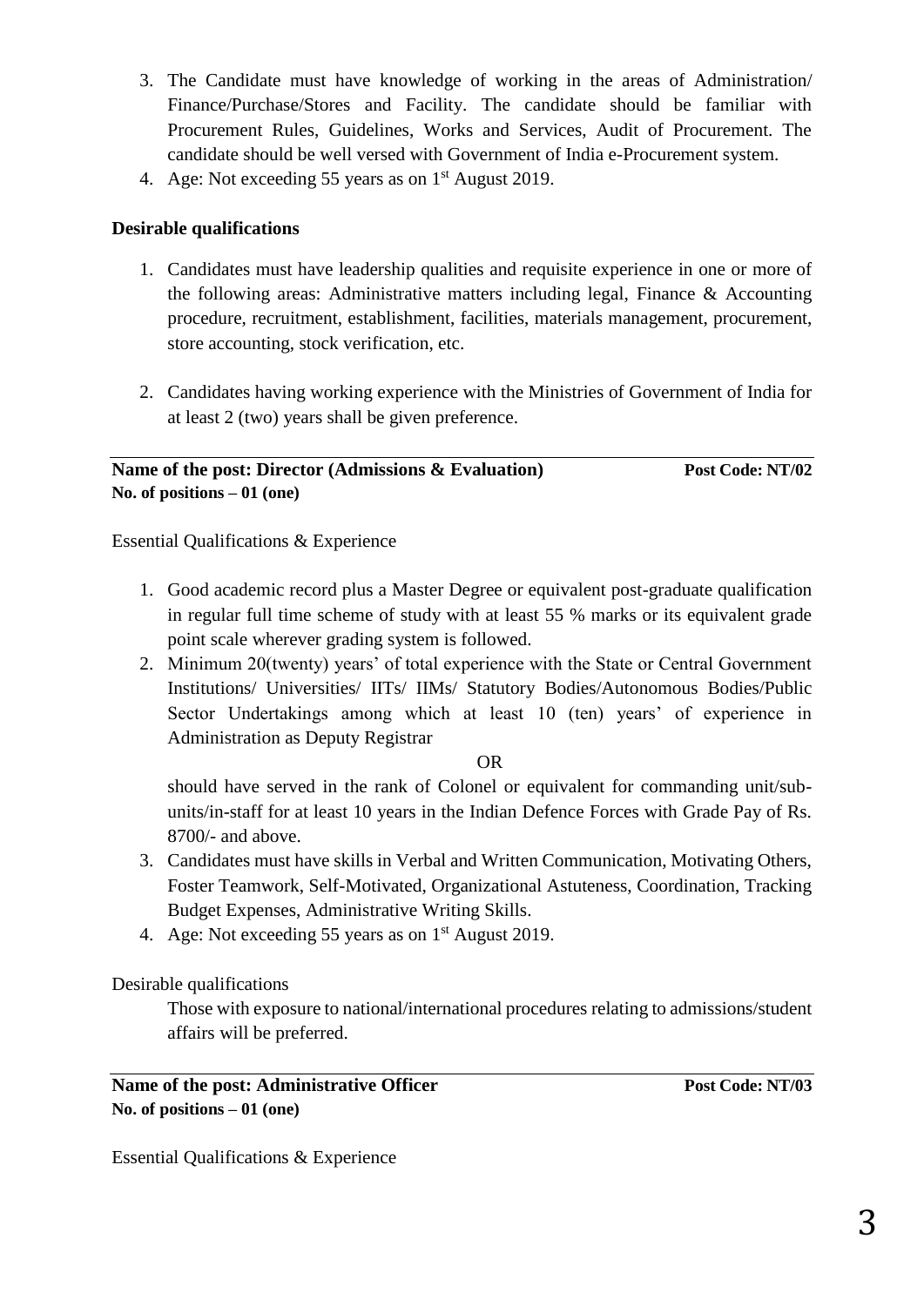3. The Candidate must have knowledge of working in the areas of Administration/ Finance/Purchase/Stores and Facility. The candidate should be familiar with Procurement Rules, Guidelines, Works and Services, Audit of Procurement. The candidate should be well versed with Government of India e-Procurement system.
4. Age: Not exceeding 55 years as on 1st August 2019.

**Desirable qualifications**

1. Candidates must have leadership qualities and requisite experience in one or more of the following areas: Administrative matters including legal, Finance & Accounting procedure, recruitment, establishment, facilities, materials management, procurement, store accounting, stock verification, etc.

2. Candidates having working experience with the Ministries of Government of India for at least 2 (two) years shall be given preference.

---

**Name of the post: Director (Admissions & Evaluation)** **Post Code: NT/02**
**No. of positions – 01 (one)**

Essential Qualifications & Experience

1. Good academic record plus a Master Degree or equivalent post-graduate qualification in regular full time scheme of study with at least 55 % marks or its equivalent grade point scale wherever grading system is followed.
2. Minimum 20(twenty) years' of total experience with the State or Central Government Institutions/ Universities/ IITs/ IIMs/ Statutory Bodies/Autonomous Bodies/Public Sector Undertakings among which at least 10 (ten) years' of experience in Administration as Deputy Registrar

   OR

   should have served in the rank of Colonel or equivalent for commanding unit/sub-units/in-staff for at least 10 years in the Indian Defence Forces with Grade Pay of Rs. 8700/- and above.
3. Candidates must have skills in Verbal and Written Communication, Motivating Others, Foster Teamwork, Self-Motivated, Organizational Astuteness, Coordination, Tracking Budget Expenses, Administrative Writing Skills.
4. Age: Not exceeding 55 years as on 1st August 2019.

Desirable qualifications

Those with exposure to national/international procedures relating to admissions/student affairs will be preferred.

---

**Name of the post: Administrative Officer** **Post Code: NT/03**
**No. of positions – 01 (one)**

Essential Qualifications & Experience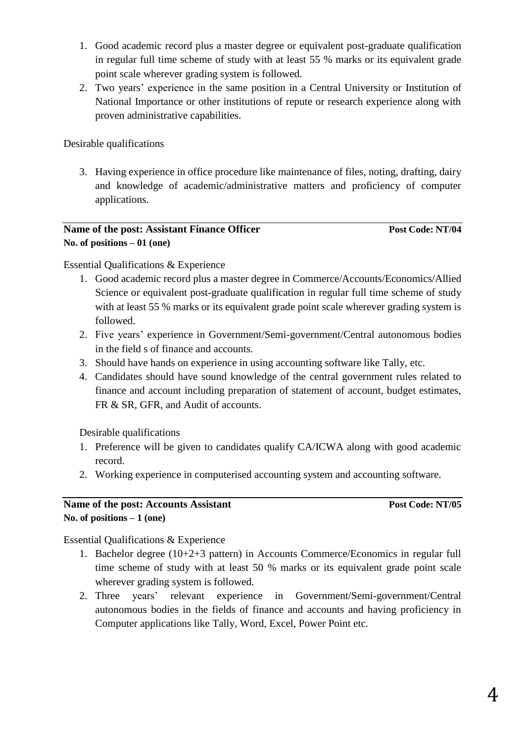1. Good academic record plus a master degree or equivalent post-graduate qualification in regular full time scheme of study with at least 55 % marks or its equivalent grade point scale wherever grading system is followed.
2. Two years' experience in the same position in a Central University or Institution of National Importance or other institutions of repute or research experience along with proven administrative capabilities.

Desirable qualifications

3. Having experience in office procedure like maintenance of files, noting, drafting, dairy and knowledge of academic/administrative matters and proficiency of computer applications.

---

**Name of the post: Assistant Finance Officer** **Post Code: NT/04**
**No. of positions – 01 (one)**

Essential Qualifications & Experience

1. Good academic record plus a master degree in Commerce/Accounts/Economics/Allied Science or equivalent post-graduate qualification in regular full time scheme of study with at least 55 % marks or its equivalent grade point scale wherever grading system is followed.
2. Five years' experience in Government/Semi-government/Central autonomous bodies in the field s of finance and accounts.
3. Should have hands on experience in using accounting software like Tally, etc.
4. Candidates should have sound knowledge of the central government rules related to finance and account including preparation of statement of account, budget estimates, FR & SR, GFR, and Audit of accounts.

Desirable qualifications

1. Preference will be given to candidates qualify CA/ICWA along with good academic record.
2. Working experience in computerised accounting system and accounting software.

---

**Name of the post: Accounts Assistant** **Post Code: NT/05**
**No. of positions – 1 (one)**

Essential Qualifications & Experience

1. Bachelor degree (10+2+3 pattern) in Accounts Commerce/Economics in regular full time scheme of study with at least 50 % marks or its equivalent grade point scale wherever grading system is followed.
2. Three years' relevant experience in Government/Semi-government/Central autonomous bodies in the fields of finance and accounts and having proficiency in Computer applications like Tally, Word, Excel, Power Point etc.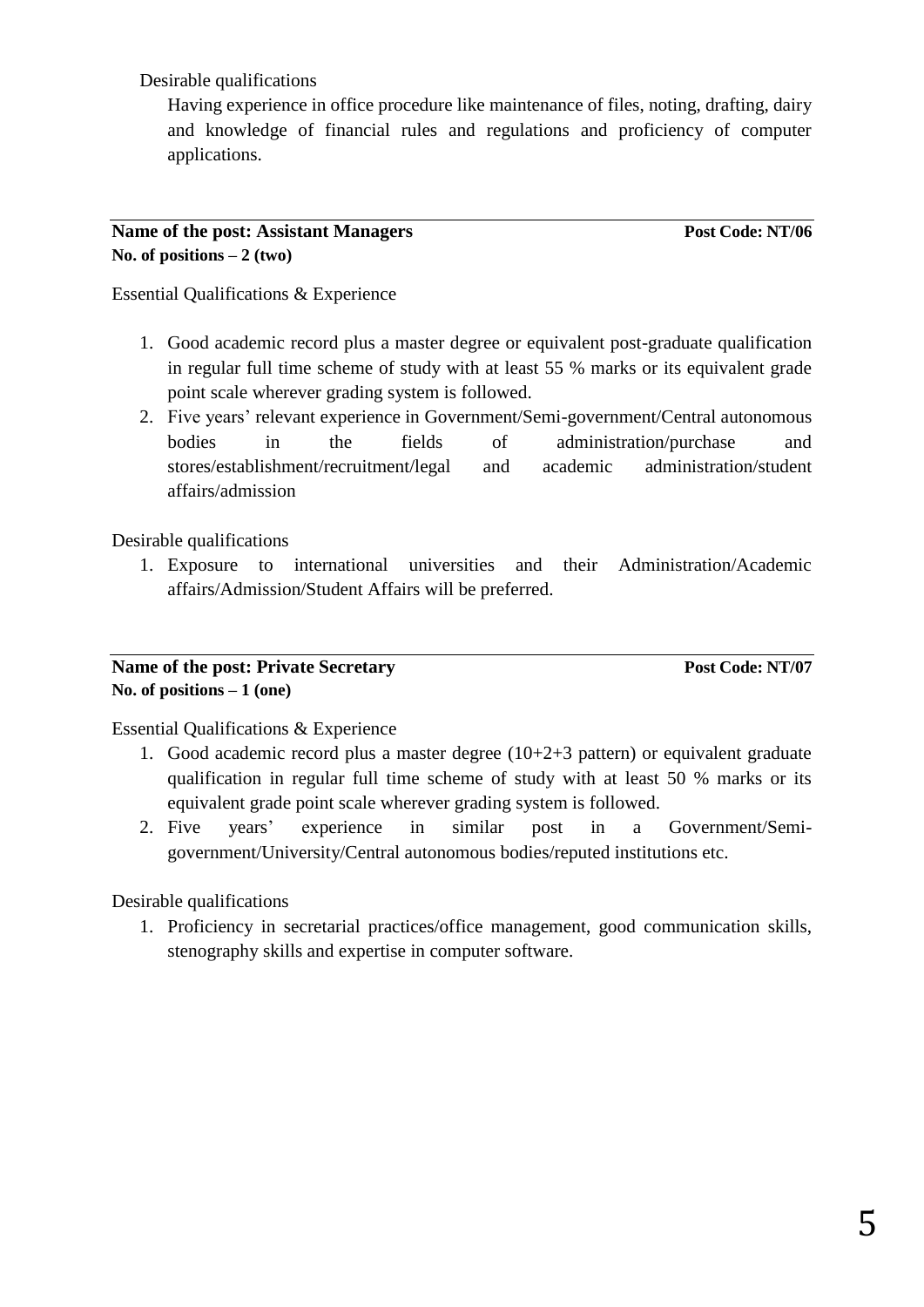Desirable qualifications

Having experience in office procedure like maintenance of files, noting, drafting, dairy and knowledge of financial rules and regulations and proficiency of computer applications.

---

**Name of the post: Assistant Managers** **Post Code: NT/06**
**No. of positions – 2 (two)**

Essential Qualifications & Experience

1. Good academic record plus a master degree or equivalent post-graduate qualification in regular full time scheme of study with at least 55 % marks or its equivalent grade point scale wherever grading system is followed.
2. Five years' relevant experience in Government/Semi-government/Central autonomous bodies in the fields of administration/purchase and stores/establishment/recruitment/legal and academic administration/student affairs/admission

Desirable qualifications

1. Exposure to international universities and their Administration/Academic affairs/Admission/Student Affairs will be preferred.

---

**Name of the post: Private Secretary** **Post Code: NT/07**
**No. of positions – 1 (one)**

Essential Qualifications & Experience

1. Good academic record plus a master degree (10+2+3 pattern) or equivalent graduate qualification in regular full time scheme of study with at least 50 % marks or its equivalent grade point scale wherever grading system is followed.
2. Five years' experience in similar post in a Government/Semi-government/University/Central autonomous bodies/reputed institutions etc.

Desirable qualifications

1. Proficiency in secretarial practices/office management, good communication skills, stenography skills and expertise in computer software.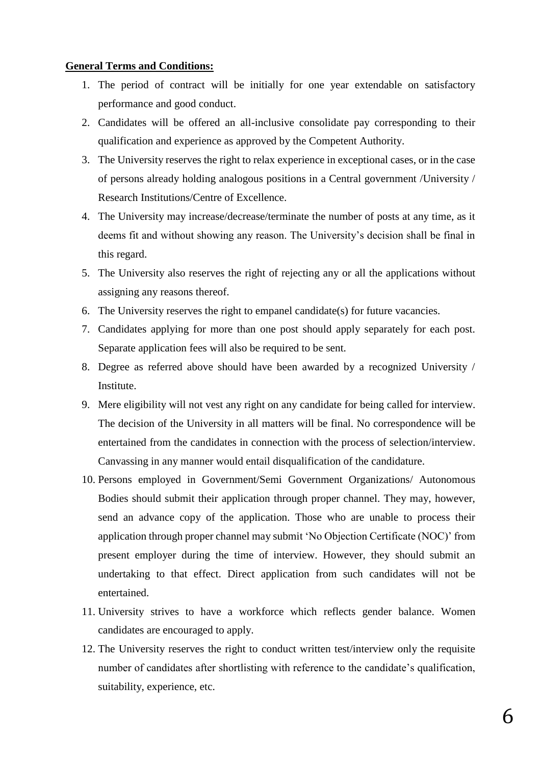**General Terms and Conditions:**

1. The period of contract will be initially for one year extendable on satisfactory performance and good conduct.
2. Candidates will be offered an all-inclusive consolidate pay corresponding to their qualification and experience as approved by the Competent Authority.
3. The University reserves the right to relax experience in exceptional cases, or in the case of persons already holding analogous positions in a Central government /University / Research Institutions/Centre of Excellence.
4. The University may increase/decrease/terminate the number of posts at any time, as it deems fit and without showing any reason. The University's decision shall be final in this regard.
5. The University also reserves the right of rejecting any or all the applications without assigning any reasons thereof.
6. The University reserves the right to empanel candidate(s) for future vacancies.
7. Candidates applying for more than one post should apply separately for each post. Separate application fees will also be required to be sent.
8. Degree as referred above should have been awarded by a recognized University / Institute.
9. Mere eligibility will not vest any right on any candidate for being called for interview. The decision of the University in all matters will be final. No correspondence will be entertained from the candidates in connection with the process of selection/interview. Canvassing in any manner would entail disqualification of the candidature.
10. Persons employed in Government/Semi Government Organizations/ Autonomous Bodies should submit their application through proper channel. They may, however, send an advance copy of the application. Those who are unable to process their application through proper channel may submit 'No Objection Certificate (NOC)' from present employer during the time of interview. However, they should submit an undertaking to that effect. Direct application from such candidates will not be entertained.
11. University strives to have a workforce which reflects gender balance. Women candidates are encouraged to apply.
12. The University reserves the right to conduct written test/interview only the requisite number of candidates after shortlisting with reference to the candidate's qualification, suitability, experience, etc.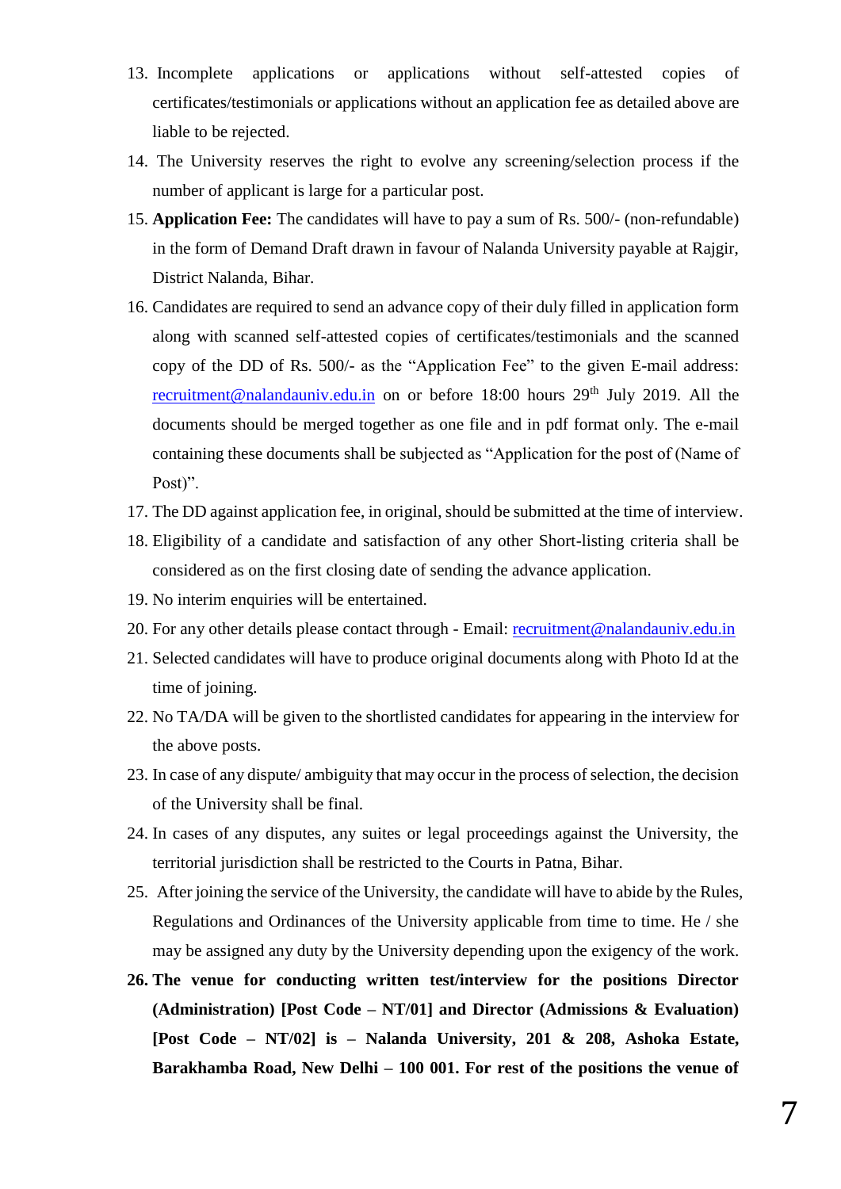13. Incomplete applications or applications without self-attested copies of certificates/testimonials or applications without an application fee as detailed above are liable to be rejected.
14. The University reserves the right to evolve any screening/selection process if the number of applicant is large for a particular post.
15. **Application Fee:** The candidates will have to pay a sum of Rs. 500/- (non-refundable) in the form of Demand Draft drawn in favour of Nalanda University payable at Rajgir, District Nalanda, Bihar.
16. Candidates are required to send an advance copy of their duly filled in application form along with scanned self-attested copies of certificates/testimonials and the scanned copy of the DD of Rs. 500/- as the "Application Fee" to the given E-mail address: recruitment@nalandauniv.edu.in on or before 18:00 hours 29th July 2019. All the documents should be merged together as one file and in pdf format only. The e-mail containing these documents shall be subjected as "Application for the post of (Name of Post)".
17. The DD against application fee, in original, should be submitted at the time of interview.
18. Eligibility of a candidate and satisfaction of any other Short-listing criteria shall be considered as on the first closing date of sending the advance application.
19. No interim enquiries will be entertained.
20. For any other details please contact through - Email: recruitment@nalandauniv.edu.in
21. Selected candidates will have to produce original documents along with Photo Id at the time of joining.
22. No TA/DA will be given to the shortlisted candidates for appearing in the interview for the above posts.
23. In case of any dispute/ ambiguity that may occur in the process of selection, the decision of the University shall be final.
24. In cases of any disputes, any suites or legal proceedings against the University, the territorial jurisdiction shall be restricted to the Courts in Patna, Bihar.
25. After joining the service of the University, the candidate will have to abide by the Rules, Regulations and Ordinances of the University applicable from time to time. He / she may be assigned any duty by the University depending upon the exigency of the work.
26. **The venue for conducting written test/interview for the positions Director (Administration) [Post Code – NT/01] and Director (Admissions & Evaluation) [Post Code – NT/02] is – Nalanda University, 201 & 208, Ashoka Estate, Barakhamba Road, New Delhi – 100 001. For rest of the positions the venue of**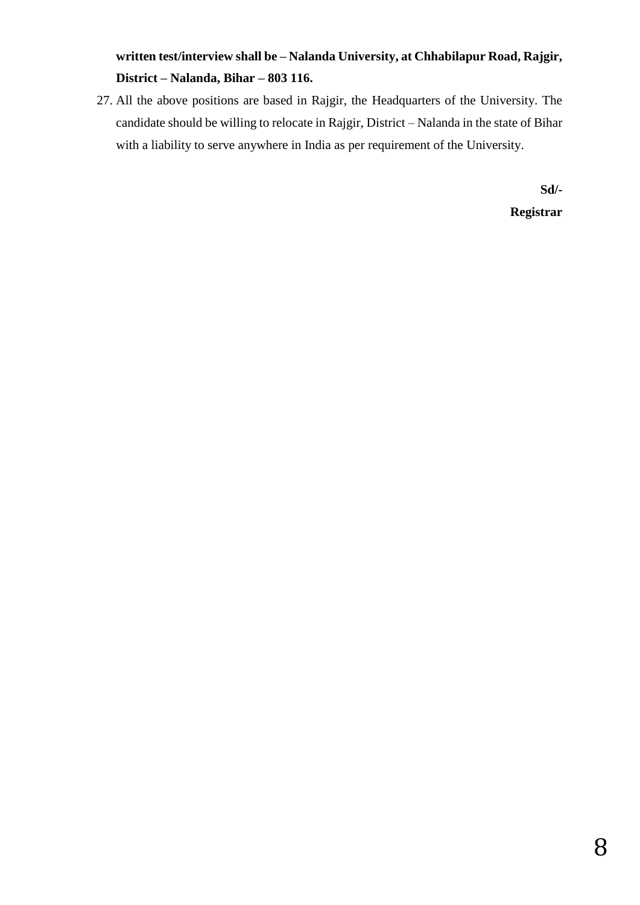**written test/interview shall be – Nalanda University, at Chhabilapur Road, Rajgir, District – Nalanda, Bihar – 803 116.**

27. All the above positions are based in Rajgir, the Headquarters of the University. The candidate should be willing to relocate in Rajgir, District – Nalanda in the state of Bihar with a liability to serve anywhere in India as per requirement of the University.

**Sd/-**

**Registrar**